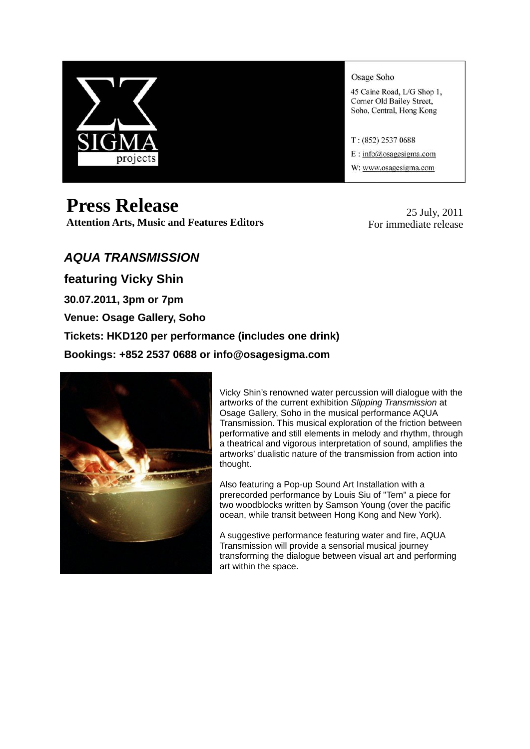SIGMA projects

Osage Soho

45 Caine Road, L/G Shop 1,
Corner Old Bailey Street,
Soho, Central, Hong Kong

T : (852) 2537 0688
E : info@osagesigma.com
W: www.osagesigma.com

# Press Release

**Attention Arts, Music and Features Editors**

25 July, 2011
For immediate release

## *AQUA TRANSMISSION*

### featuring Vicky Shin

**30.07.2011, 3pm or 7pm**

**Venue: Osage Gallery, Soho**

**Tickets: HKD120 per performance (includes one drink)**

**Bookings: +852 2537 0688 or info@osagesigma.com**

Vicky Shin's renowned water percussion will dialogue with the artworks of the current exhibition *Slipping Transmission* at Osage Gallery, Soho in the musical performance AQUA Transmission. This musical exploration of the friction between performative and still elements in melody and rhythm, through a theatrical and vigorous interpretation of sound, amplifies the artworks' dualistic nature of the transmission from action into thought.

Also featuring a Pop-up Sound Art Installation with a prerecorded performance by Louis Siu of "Tem" a piece for two woodblocks written by Samson Young (over the pacific ocean, while transit between Hong Kong and New York).

A suggestive performance featuring water and fire, AQUA Transmission will provide a sensorial musical journey transforming the dialogue between visual art and performing art within the space.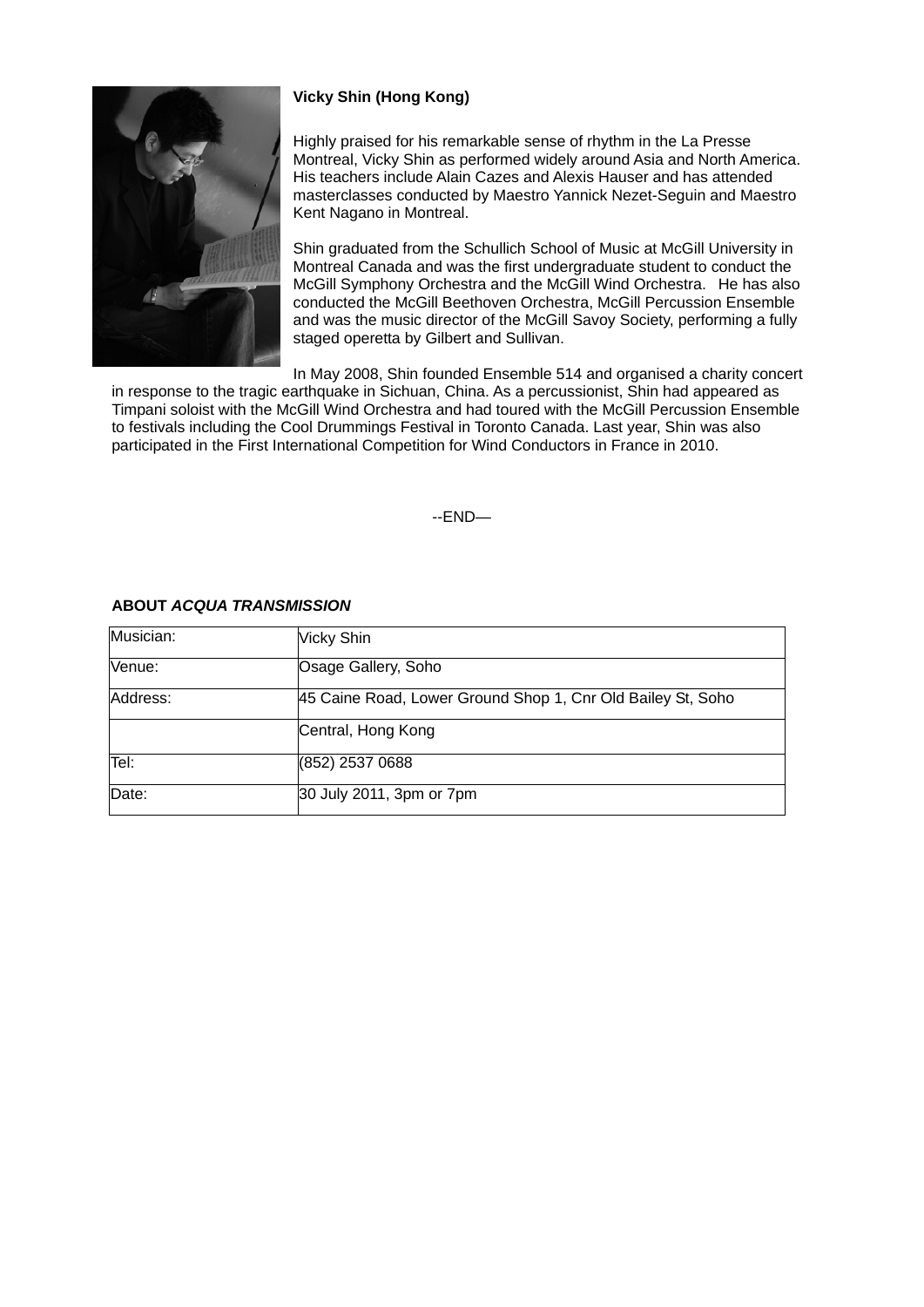**Vicky Shin (Hong Kong)**

Highly praised for his remarkable sense of rhythm in the La Presse Montreal, Vicky Shin as performed widely around Asia and North America. His teachers include Alain Cazes and Alexis Hauser and has attended masterclasses conducted by Maestro Yannick Nezet-Seguin and Maestro Kent Nagano in Montreal.

Shin graduated from the Schullich School of Music at McGill University in Montreal Canada and was the first undergraduate student to conduct the McGill Symphony Orchestra and the McGill Wind Orchestra. He has also conducted the McGill Beethoven Orchestra, McGill Percussion Ensemble and was the music director of the McGill Savoy Society, performing a fully staged operetta by Gilbert and Sullivan.

In May 2008, Shin founded Ensemble 514 and organised a charity concert in response to the tragic earthquake in Sichuan, China. As a percussionist, Shin had appeared as Timpani soloist with the McGill Wind Orchestra and had toured with the McGill Percussion Ensemble to festivals including the Cool Drummings Festival in Toronto Canada. Last year, Shin was also participated in the First International Competition for Wind Conductors in France in 2010.

--END—

**ABOUT *ACQUA TRANSMISSION***

| Musician: | Vicky Shin |
|---|---|
| Venue: | Osage Gallery, Soho |
| Address: | 45 Caine Road, Lower Ground Shop 1, Cnr Old Bailey St, Soho |
| | Central, Hong Kong |
| Tel: | (852) 2537 0688 |
| Date: | 30 July 2011, 3pm or 7pm |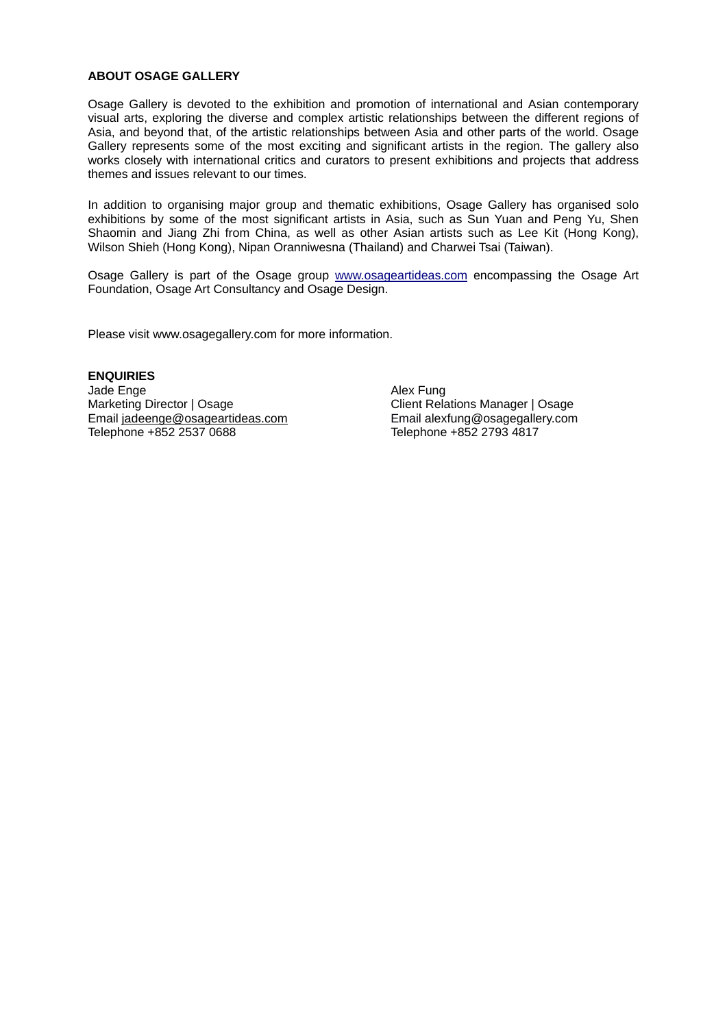**ABOUT OSAGE GALLERY**

Osage Gallery is devoted to the exhibition and promotion of international and Asian contemporary visual arts, exploring the diverse and complex artistic relationships between the different regions of Asia, and beyond that, of the artistic relationships between Asia and other parts of the world. Osage Gallery represents some of the most exciting and significant artists in the region. The gallery also works closely with international critics and curators to present exhibitions and projects that address themes and issues relevant to our times.

In addition to organising major group and thematic exhibitions, Osage Gallery has organised solo exhibitions by some of the most significant artists in Asia, such as Sun Yuan and Peng Yu, Shen Shaomin and Jiang Zhi from China, as well as other Asian artists such as Lee Kit (Hong Kong), Wilson Shieh (Hong Kong), Nipan Oranniwesna (Thailand) and Charwei Tsai (Taiwan).

Osage Gallery is part of the Osage group www.osageartideas.com encompassing the Osage Art Foundation, Osage Art Consultancy and Osage Design.

Please visit www.osagegallery.com for more information.

**ENQUIRIES**

Jade Enge
Marketing Director | Osage
Email jadeenge@osageartideas.com
Telephone +852 2537 0688

Alex Fung
Client Relations Manager | Osage
Email alexfung@osagegallery.com
Telephone +852 2793 4817